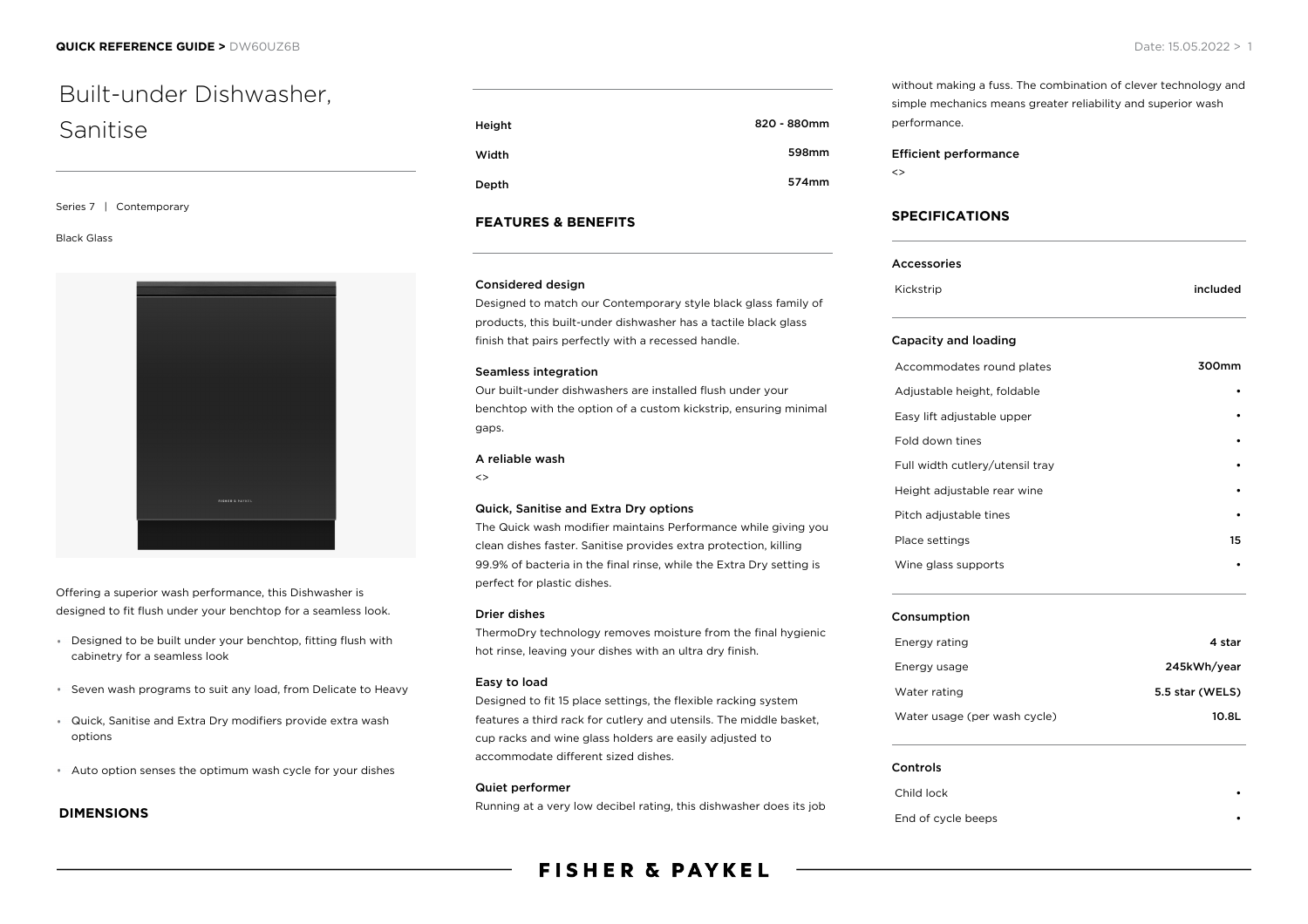# Built-under Dishwasher, Sanitise

Series 7 | Contemporary

Black Glass

Offering a superior wash performance, this Dishwasher is designed to fit flush under your benchtop for a seamless look.

- Designed to be built under your benchtop, fitting flush with cabinetry for a seamless look
- Seven wash programs to suit any load, from Delicate to Heavy
- Quick, Sanitise and Extra Dry modifiers provide extra wash options
- Auto option senses the optimum wash cycle for your dishes

## DIMENSIONS

| | |
|---|---|
| Height | 820 - 880mm |
| Width | 598mm |
| Depth | 574mm |

## FEATURES & BENEFITS

**Considered design**
Designed to match our Contemporary style black glass family of products, this built-under dishwasher has a tactile black glass finish that pairs perfectly with a recessed handle.

**Seamless integration**
Our built-under dishwashers are installed flush under your benchtop with the option of a custom kickstrip, ensuring minimal gaps.

**A reliable wash**
<>

**Quick, Sanitise and Extra Dry options**
The Quick wash modifier maintains Performance while giving you clean dishes faster. Sanitise provides extra protection, killing 99.9% of bacteria in the final rinse, while the Extra Dry setting is perfect for plastic dishes.

**Drier dishes**
ThermoDry technology removes moisture from the final hygienic hot rinse, leaving your dishes with an ultra dry finish.

**Easy to load**
Designed to fit 15 place settings, the flexible racking system features a third rack for cutlery and utensils. The middle basket, cup racks and wine glass holders are easily adjusted to accommodate different sized dishes.

**Quiet performer**
Running at a very low decibel rating, this dishwasher does its job without making a fuss. The combination of clever technology and simple mechanics means greater reliability and superior wash performance.

**Efficient performance**
<>

## SPECIFICATIONS

**Accessories**

| | |
|---|---|
| Kickstrip | included |

**Capacity and loading**

| | |
|---|---|
| Accommodates round plates | 300mm |
| Adjustable height, foldable | • |
| Easy lift adjustable upper | • |
| Fold down tines | • |
| Full width cutlery/utensil tray | • |
| Height adjustable rear wine | • |
| Pitch adjustable tines | • |
| Place settings | 15 |
| Wine glass supports | • |

**Consumption**

| | |
|---|---|
| Energy rating | 4 star |
| Energy usage | 245kWh/year |
| Water rating | 5.5 star (WELS) |
| Water usage (per wash cycle) | 10.8L |

**Controls**

| | |
|---|---|
| Child lock | • |
| End of cycle beeps | • |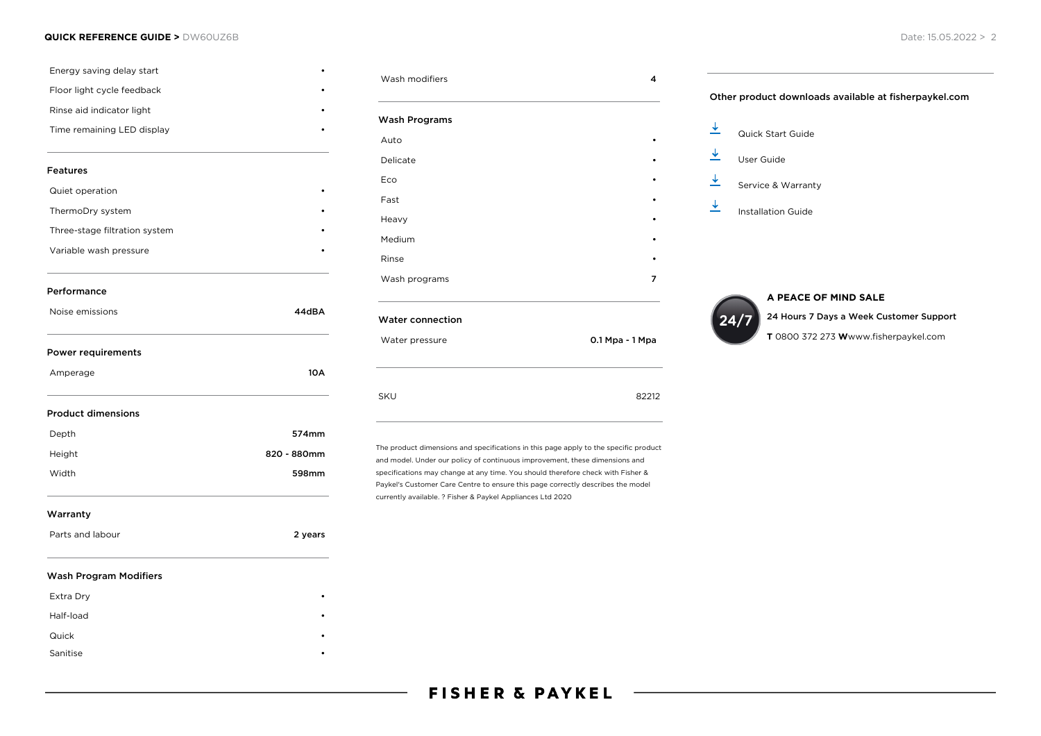| | |
|---|---|
| Energy saving delay start | • |
| Floor light cycle feedback | • |
| Rinse aid indicator light | • |
| Time remaining LED display | • |

### Features

| | |
|---|---|
| Quiet operation | • |
| ThermoDry system | • |
| Three-stage filtration system | • |
| Variable wash pressure | • |

### Performance

| | |
|---|---|
| Noise emissions | **44dBA** |

### Power requirements

| | |
|---|---|
| Amperage | **10A** |

### Product dimensions

| | |
|---|---|
| Depth | **574mm** |
| Height | **820 - 880mm** |
| Width | **598mm** |

### Warranty

| | |
|---|---|
| Parts and labour | **2 years** |

### Wash Program Modifiers

| | |
|---|---|
| Extra Dry | • |
| Half-load | • |
| Quick | • |
| Sanitise | • |
| Wash modifiers | **4** |

### Wash Programs

| | |
|---|---|
| Auto | • |
| Delicate | • |
| Eco | • |
| Fast | • |
| Heavy | • |
| Medium | • |
| Rinse | • |
| Wash programs | **7** |

### Water connection

| | |
|---|---|
| Water pressure | **0.1 Mpa - 1 Mpa** |

| | |
|---|---|
| SKU | 82212 |

The product dimensions and specifications in this page apply to the specific product and model. Under our policy of continuous improvement, these dimensions and specifications may change at any time. You should therefore check with Fisher & Paykel's Customer Care Centre to ensure this page correctly describes the model currently available. ? Fisher & Paykel Appliances Ltd 2020

### Other product downloads available at fisherpaykel.com

- Quick Start Guide
- User Guide
- Service & Warranty
- Installation Guide

24/7

**A PEACE OF MIND SALE**

24 Hours 7 Days a Week Customer Support

**T** 0800 372 273 **W**www.fisherpaykel.com

FISHER & PAYKEL